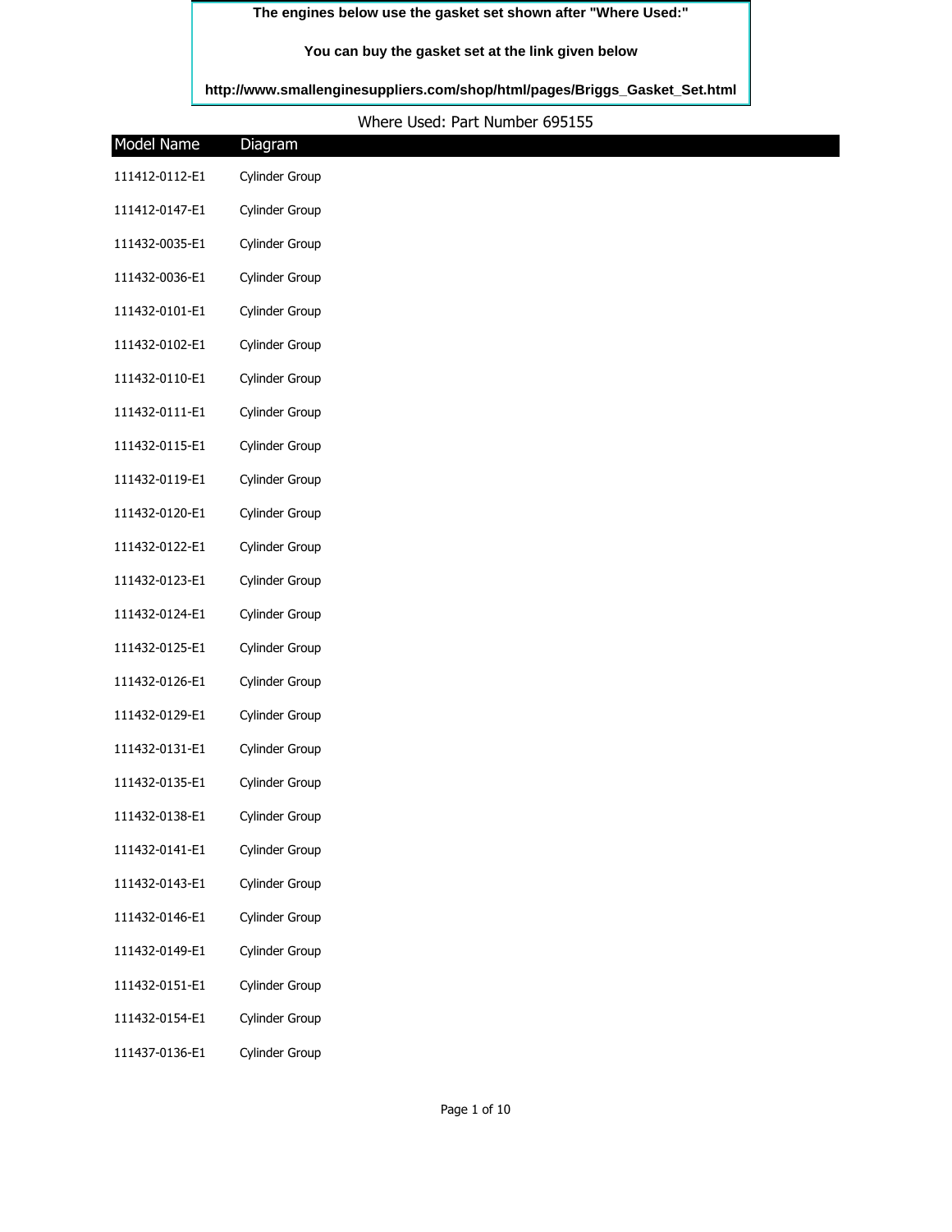**The engines below use the gasket set shown after "Where Used:"**

**You can buy the gasket set at the link given below**

**http://www.smallenginesuppliers.com/shop/html/pages/Briggs_Gasket_Set.html**

Where Used: Part Number 695155

| Model Name | Diagram |
| --- | --- |
| 111412-0112-E1 | Cylinder Group |
| 111412-0147-E1 | Cylinder Group |
| 111432-0035-E1 | Cylinder Group |
| 111432-0036-E1 | Cylinder Group |
| 111432-0101-E1 | Cylinder Group |
| 111432-0102-E1 | Cylinder Group |
| 111432-0110-E1 | Cylinder Group |
| 111432-0111-E1 | Cylinder Group |
| 111432-0115-E1 | Cylinder Group |
| 111432-0119-E1 | Cylinder Group |
| 111432-0120-E1 | Cylinder Group |
| 111432-0122-E1 | Cylinder Group |
| 111432-0123-E1 | Cylinder Group |
| 111432-0124-E1 | Cylinder Group |
| 111432-0125-E1 | Cylinder Group |
| 111432-0126-E1 | Cylinder Group |
| 111432-0129-E1 | Cylinder Group |
| 111432-0131-E1 | Cylinder Group |
| 111432-0135-E1 | Cylinder Group |
| 111432-0138-E1 | Cylinder Group |
| 111432-0141-E1 | Cylinder Group |
| 111432-0143-E1 | Cylinder Group |
| 111432-0146-E1 | Cylinder Group |
| 111432-0149-E1 | Cylinder Group |
| 111432-0151-E1 | Cylinder Group |
| 111432-0154-E1 | Cylinder Group |
| 111437-0136-E1 | Cylinder Group |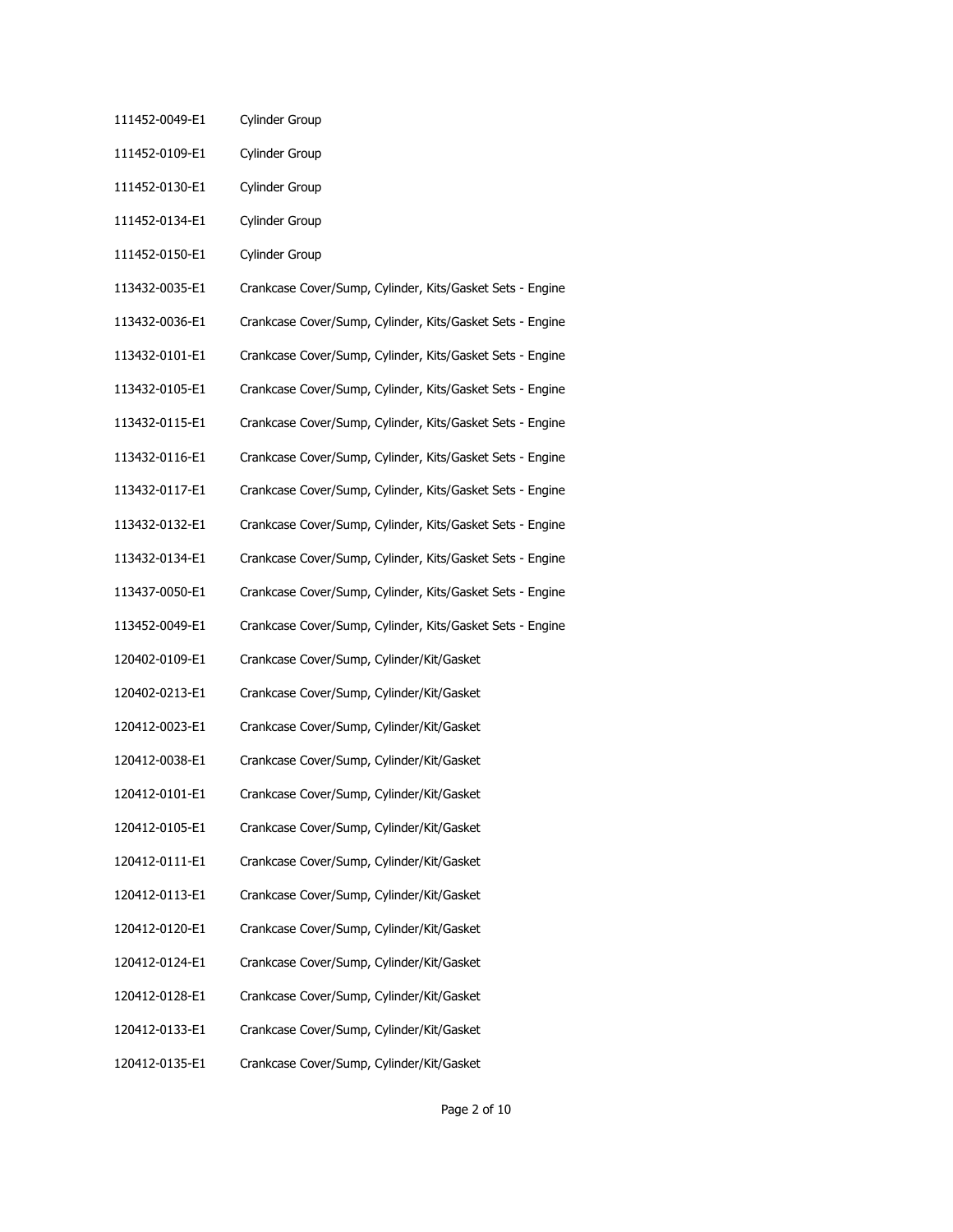| | |
|---|---|
| 111452-0049-E1 | Cylinder Group |
| 111452-0109-E1 | Cylinder Group |
| 111452-0130-E1 | Cylinder Group |
| 111452-0134-E1 | Cylinder Group |
| 111452-0150-E1 | Cylinder Group |
| 113432-0035-E1 | Crankcase Cover/Sump, Cylinder, Kits/Gasket Sets - Engine |
| 113432-0036-E1 | Crankcase Cover/Sump, Cylinder, Kits/Gasket Sets - Engine |
| 113432-0101-E1 | Crankcase Cover/Sump, Cylinder, Kits/Gasket Sets - Engine |
| 113432-0105-E1 | Crankcase Cover/Sump, Cylinder, Kits/Gasket Sets - Engine |
| 113432-0115-E1 | Crankcase Cover/Sump, Cylinder, Kits/Gasket Sets - Engine |
| 113432-0116-E1 | Crankcase Cover/Sump, Cylinder, Kits/Gasket Sets - Engine |
| 113432-0117-E1 | Crankcase Cover/Sump, Cylinder, Kits/Gasket Sets - Engine |
| 113432-0132-E1 | Crankcase Cover/Sump, Cylinder, Kits/Gasket Sets - Engine |
| 113432-0134-E1 | Crankcase Cover/Sump, Cylinder, Kits/Gasket Sets - Engine |
| 113437-0050-E1 | Crankcase Cover/Sump, Cylinder, Kits/Gasket Sets - Engine |
| 113452-0049-E1 | Crankcase Cover/Sump, Cylinder, Kits/Gasket Sets - Engine |
| 120402-0109-E1 | Crankcase Cover/Sump, Cylinder/Kit/Gasket |
| 120402-0213-E1 | Crankcase Cover/Sump, Cylinder/Kit/Gasket |
| 120412-0023-E1 | Crankcase Cover/Sump, Cylinder/Kit/Gasket |
| 120412-0038-E1 | Crankcase Cover/Sump, Cylinder/Kit/Gasket |
| 120412-0101-E1 | Crankcase Cover/Sump, Cylinder/Kit/Gasket |
| 120412-0105-E1 | Crankcase Cover/Sump, Cylinder/Kit/Gasket |
| 120412-0111-E1 | Crankcase Cover/Sump, Cylinder/Kit/Gasket |
| 120412-0113-E1 | Crankcase Cover/Sump, Cylinder/Kit/Gasket |
| 120412-0120-E1 | Crankcase Cover/Sump, Cylinder/Kit/Gasket |
| 120412-0124-E1 | Crankcase Cover/Sump, Cylinder/Kit/Gasket |
| 120412-0128-E1 | Crankcase Cover/Sump, Cylinder/Kit/Gasket |
| 120412-0133-E1 | Crankcase Cover/Sump, Cylinder/Kit/Gasket |
| 120412-0135-E1 | Crankcase Cover/Sump, Cylinder/Kit/Gasket |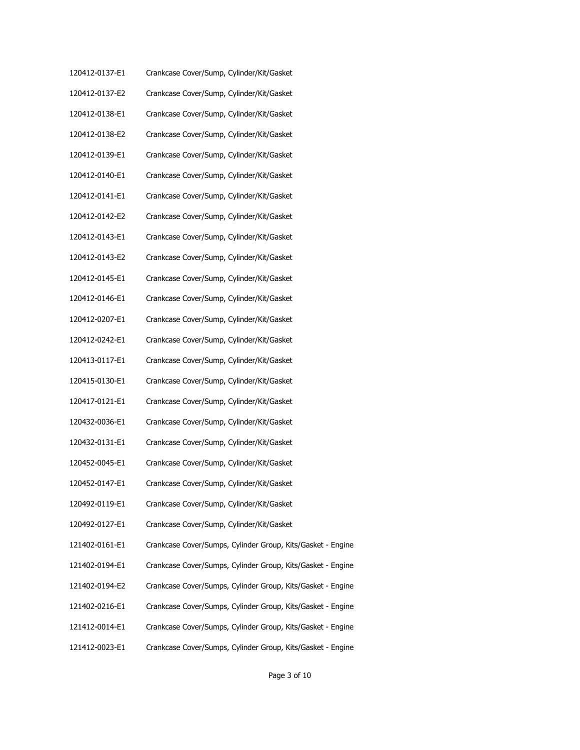| | |
|---|---|
| 120412-0137-E1 | Crankcase Cover/Sump, Cylinder/Kit/Gasket |
| 120412-0137-E2 | Crankcase Cover/Sump, Cylinder/Kit/Gasket |
| 120412-0138-E1 | Crankcase Cover/Sump, Cylinder/Kit/Gasket |
| 120412-0138-E2 | Crankcase Cover/Sump, Cylinder/Kit/Gasket |
| 120412-0139-E1 | Crankcase Cover/Sump, Cylinder/Kit/Gasket |
| 120412-0140-E1 | Crankcase Cover/Sump, Cylinder/Kit/Gasket |
| 120412-0141-E1 | Crankcase Cover/Sump, Cylinder/Kit/Gasket |
| 120412-0142-E2 | Crankcase Cover/Sump, Cylinder/Kit/Gasket |
| 120412-0143-E1 | Crankcase Cover/Sump, Cylinder/Kit/Gasket |
| 120412-0143-E2 | Crankcase Cover/Sump, Cylinder/Kit/Gasket |
| 120412-0145-E1 | Crankcase Cover/Sump, Cylinder/Kit/Gasket |
| 120412-0146-E1 | Crankcase Cover/Sump, Cylinder/Kit/Gasket |
| 120412-0207-E1 | Crankcase Cover/Sump, Cylinder/Kit/Gasket |
| 120412-0242-E1 | Crankcase Cover/Sump, Cylinder/Kit/Gasket |
| 120413-0117-E1 | Crankcase Cover/Sump, Cylinder/Kit/Gasket |
| 120415-0130-E1 | Crankcase Cover/Sump, Cylinder/Kit/Gasket |
| 120417-0121-E1 | Crankcase Cover/Sump, Cylinder/Kit/Gasket |
| 120432-0036-E1 | Crankcase Cover/Sump, Cylinder/Kit/Gasket |
| 120432-0131-E1 | Crankcase Cover/Sump, Cylinder/Kit/Gasket |
| 120452-0045-E1 | Crankcase Cover/Sump, Cylinder/Kit/Gasket |
| 120452-0147-E1 | Crankcase Cover/Sump, Cylinder/Kit/Gasket |
| 120492-0119-E1 | Crankcase Cover/Sump, Cylinder/Kit/Gasket |
| 120492-0127-E1 | Crankcase Cover/Sump, Cylinder/Kit/Gasket |
| 121402-0161-E1 | Crankcase Cover/Sumps, Cylinder Group, Kits/Gasket - Engine |
| 121402-0194-E1 | Crankcase Cover/Sumps, Cylinder Group, Kits/Gasket - Engine |
| 121402-0194-E2 | Crankcase Cover/Sumps, Cylinder Group, Kits/Gasket - Engine |
| 121402-0216-E1 | Crankcase Cover/Sumps, Cylinder Group, Kits/Gasket - Engine |
| 121412-0014-E1 | Crankcase Cover/Sumps, Cylinder Group, Kits/Gasket - Engine |
| 121412-0023-E1 | Crankcase Cover/Sumps, Cylinder Group, Kits/Gasket - Engine |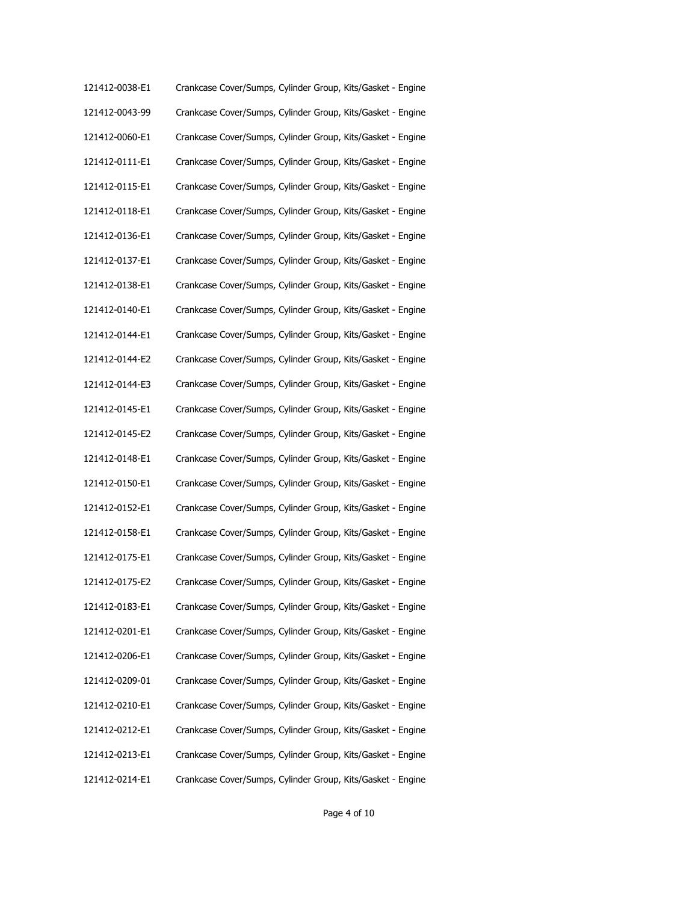| | |
|---|---|
| 121412-0038-E1 | Crankcase Cover/Sumps, Cylinder Group, Kits/Gasket - Engine |
| 121412-0043-99 | Crankcase Cover/Sumps, Cylinder Group, Kits/Gasket - Engine |
| 121412-0060-E1 | Crankcase Cover/Sumps, Cylinder Group, Kits/Gasket - Engine |
| 121412-0111-E1 | Crankcase Cover/Sumps, Cylinder Group, Kits/Gasket - Engine |
| 121412-0115-E1 | Crankcase Cover/Sumps, Cylinder Group, Kits/Gasket - Engine |
| 121412-0118-E1 | Crankcase Cover/Sumps, Cylinder Group, Kits/Gasket - Engine |
| 121412-0136-E1 | Crankcase Cover/Sumps, Cylinder Group, Kits/Gasket - Engine |
| 121412-0137-E1 | Crankcase Cover/Sumps, Cylinder Group, Kits/Gasket - Engine |
| 121412-0138-E1 | Crankcase Cover/Sumps, Cylinder Group, Kits/Gasket - Engine |
| 121412-0140-E1 | Crankcase Cover/Sumps, Cylinder Group, Kits/Gasket - Engine |
| 121412-0144-E1 | Crankcase Cover/Sumps, Cylinder Group, Kits/Gasket - Engine |
| 121412-0144-E2 | Crankcase Cover/Sumps, Cylinder Group, Kits/Gasket - Engine |
| 121412-0144-E3 | Crankcase Cover/Sumps, Cylinder Group, Kits/Gasket - Engine |
| 121412-0145-E1 | Crankcase Cover/Sumps, Cylinder Group, Kits/Gasket - Engine |
| 121412-0145-E2 | Crankcase Cover/Sumps, Cylinder Group, Kits/Gasket - Engine |
| 121412-0148-E1 | Crankcase Cover/Sumps, Cylinder Group, Kits/Gasket - Engine |
| 121412-0150-E1 | Crankcase Cover/Sumps, Cylinder Group, Kits/Gasket - Engine |
| 121412-0152-E1 | Crankcase Cover/Sumps, Cylinder Group, Kits/Gasket - Engine |
| 121412-0158-E1 | Crankcase Cover/Sumps, Cylinder Group, Kits/Gasket - Engine |
| 121412-0175-E1 | Crankcase Cover/Sumps, Cylinder Group, Kits/Gasket - Engine |
| 121412-0175-E2 | Crankcase Cover/Sumps, Cylinder Group, Kits/Gasket - Engine |
| 121412-0183-E1 | Crankcase Cover/Sumps, Cylinder Group, Kits/Gasket - Engine |
| 121412-0201-E1 | Crankcase Cover/Sumps, Cylinder Group, Kits/Gasket - Engine |
| 121412-0206-E1 | Crankcase Cover/Sumps, Cylinder Group, Kits/Gasket - Engine |
| 121412-0209-01 | Crankcase Cover/Sumps, Cylinder Group, Kits/Gasket - Engine |
| 121412-0210-E1 | Crankcase Cover/Sumps, Cylinder Group, Kits/Gasket - Engine |
| 121412-0212-E1 | Crankcase Cover/Sumps, Cylinder Group, Kits/Gasket - Engine |
| 121412-0213-E1 | Crankcase Cover/Sumps, Cylinder Group, Kits/Gasket - Engine |
| 121412-0214-E1 | Crankcase Cover/Sumps, Cylinder Group, Kits/Gasket - Engine |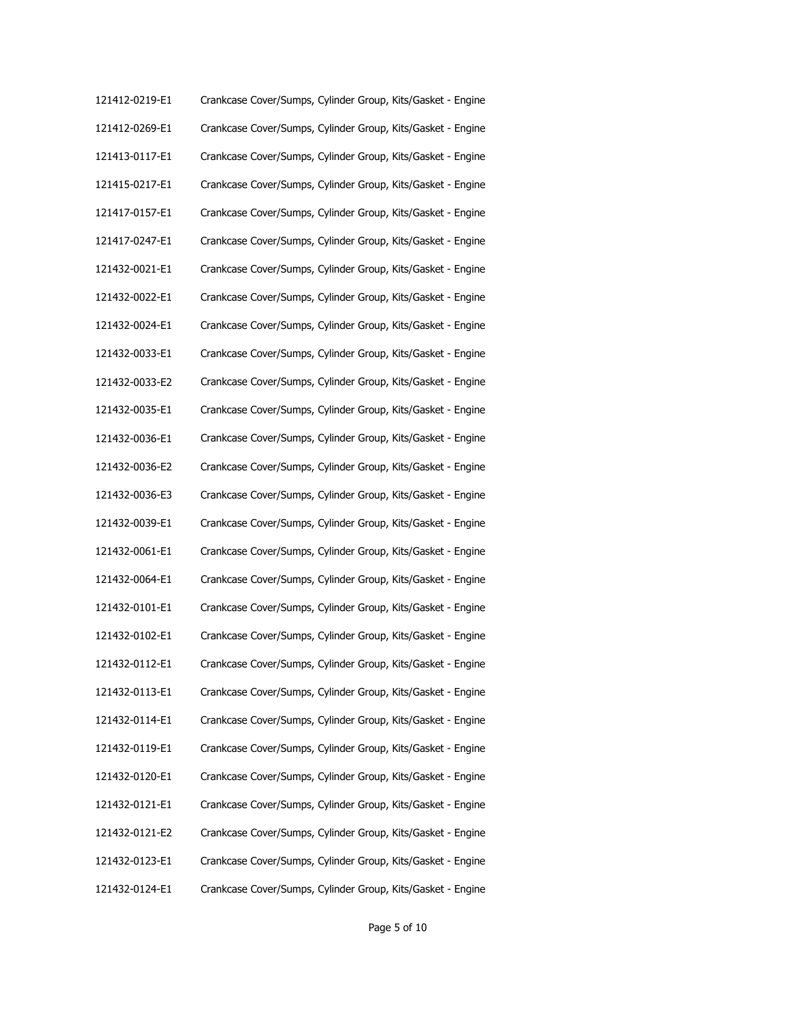| | |
|---|---|
| 121412-0219-E1 | Crankcase Cover/Sumps, Cylinder Group, Kits/Gasket - Engine |
| 121412-0269-E1 | Crankcase Cover/Sumps, Cylinder Group, Kits/Gasket - Engine |
| 121413-0117-E1 | Crankcase Cover/Sumps, Cylinder Group, Kits/Gasket - Engine |
| 121415-0217-E1 | Crankcase Cover/Sumps, Cylinder Group, Kits/Gasket - Engine |
| 121417-0157-E1 | Crankcase Cover/Sumps, Cylinder Group, Kits/Gasket - Engine |
| 121417-0247-E1 | Crankcase Cover/Sumps, Cylinder Group, Kits/Gasket - Engine |
| 121432-0021-E1 | Crankcase Cover/Sumps, Cylinder Group, Kits/Gasket - Engine |
| 121432-0022-E1 | Crankcase Cover/Sumps, Cylinder Group, Kits/Gasket - Engine |
| 121432-0024-E1 | Crankcase Cover/Sumps, Cylinder Group, Kits/Gasket - Engine |
| 121432-0033-E1 | Crankcase Cover/Sumps, Cylinder Group, Kits/Gasket - Engine |
| 121432-0033-E2 | Crankcase Cover/Sumps, Cylinder Group, Kits/Gasket - Engine |
| 121432-0035-E1 | Crankcase Cover/Sumps, Cylinder Group, Kits/Gasket - Engine |
| 121432-0036-E1 | Crankcase Cover/Sumps, Cylinder Group, Kits/Gasket - Engine |
| 121432-0036-E2 | Crankcase Cover/Sumps, Cylinder Group, Kits/Gasket - Engine |
| 121432-0036-E3 | Crankcase Cover/Sumps, Cylinder Group, Kits/Gasket - Engine |
| 121432-0039-E1 | Crankcase Cover/Sumps, Cylinder Group, Kits/Gasket - Engine |
| 121432-0061-E1 | Crankcase Cover/Sumps, Cylinder Group, Kits/Gasket - Engine |
| 121432-0064-E1 | Crankcase Cover/Sumps, Cylinder Group, Kits/Gasket - Engine |
| 121432-0101-E1 | Crankcase Cover/Sumps, Cylinder Group, Kits/Gasket - Engine |
| 121432-0102-E1 | Crankcase Cover/Sumps, Cylinder Group, Kits/Gasket - Engine |
| 121432-0112-E1 | Crankcase Cover/Sumps, Cylinder Group, Kits/Gasket - Engine |
| 121432-0113-E1 | Crankcase Cover/Sumps, Cylinder Group, Kits/Gasket - Engine |
| 121432-0114-E1 | Crankcase Cover/Sumps, Cylinder Group, Kits/Gasket - Engine |
| 121432-0119-E1 | Crankcase Cover/Sumps, Cylinder Group, Kits/Gasket - Engine |
| 121432-0120-E1 | Crankcase Cover/Sumps, Cylinder Group, Kits/Gasket - Engine |
| 121432-0121-E1 | Crankcase Cover/Sumps, Cylinder Group, Kits/Gasket - Engine |
| 121432-0121-E2 | Crankcase Cover/Sumps, Cylinder Group, Kits/Gasket - Engine |
| 121432-0123-E1 | Crankcase Cover/Sumps, Cylinder Group, Kits/Gasket - Engine |
| 121432-0124-E1 | Crankcase Cover/Sumps, Cylinder Group, Kits/Gasket - Engine |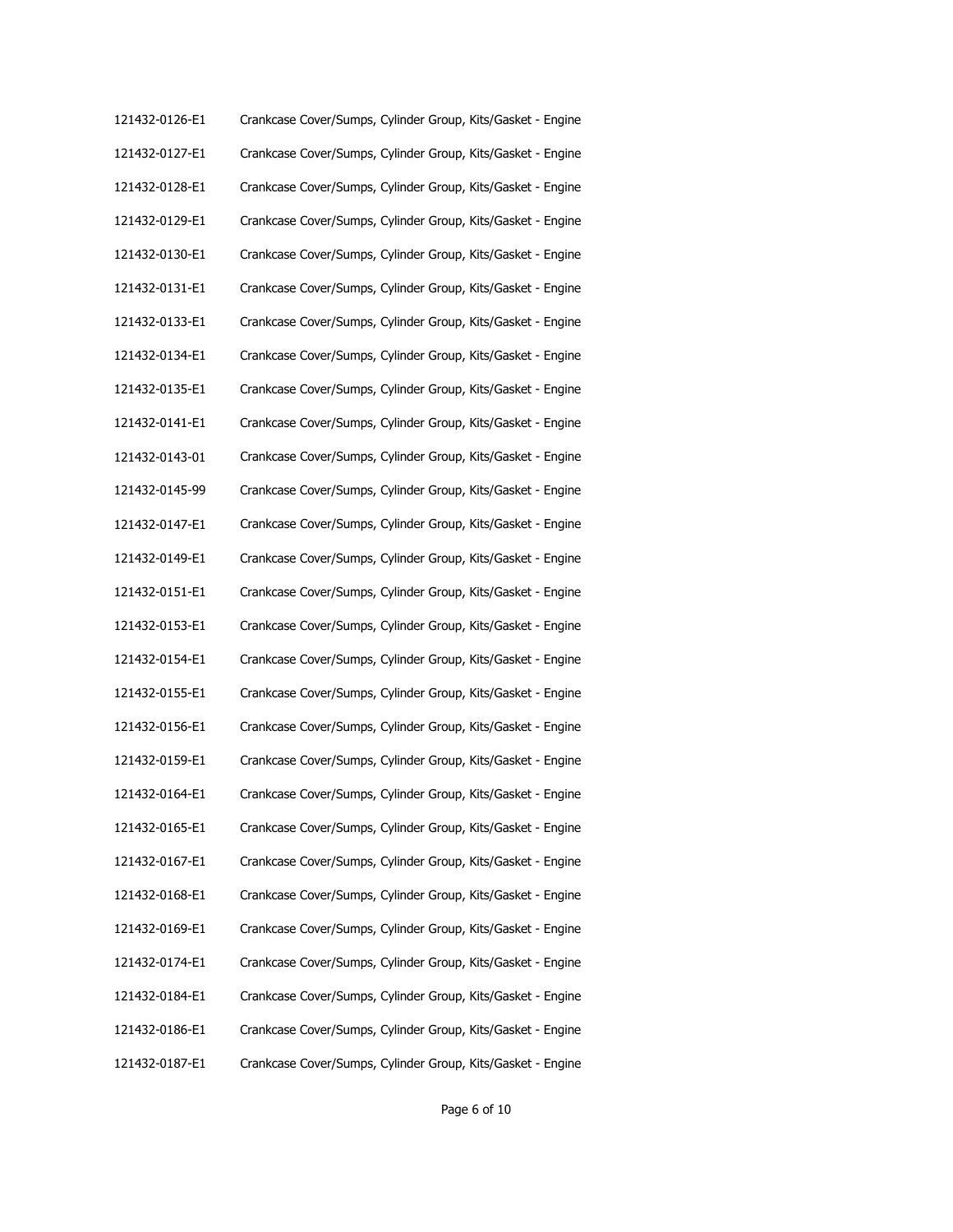| | |
|---|---|
| 121432-0126-E1 | Crankcase Cover/Sumps, Cylinder Group, Kits/Gasket - Engine |
| 121432-0127-E1 | Crankcase Cover/Sumps, Cylinder Group, Kits/Gasket - Engine |
| 121432-0128-E1 | Crankcase Cover/Sumps, Cylinder Group, Kits/Gasket - Engine |
| 121432-0129-E1 | Crankcase Cover/Sumps, Cylinder Group, Kits/Gasket - Engine |
| 121432-0130-E1 | Crankcase Cover/Sumps, Cylinder Group, Kits/Gasket - Engine |
| 121432-0131-E1 | Crankcase Cover/Sumps, Cylinder Group, Kits/Gasket - Engine |
| 121432-0133-E1 | Crankcase Cover/Sumps, Cylinder Group, Kits/Gasket - Engine |
| 121432-0134-E1 | Crankcase Cover/Sumps, Cylinder Group, Kits/Gasket - Engine |
| 121432-0135-E1 | Crankcase Cover/Sumps, Cylinder Group, Kits/Gasket - Engine |
| 121432-0141-E1 | Crankcase Cover/Sumps, Cylinder Group, Kits/Gasket - Engine |
| 121432-0143-01 | Crankcase Cover/Sumps, Cylinder Group, Kits/Gasket - Engine |
| 121432-0145-99 | Crankcase Cover/Sumps, Cylinder Group, Kits/Gasket - Engine |
| 121432-0147-E1 | Crankcase Cover/Sumps, Cylinder Group, Kits/Gasket - Engine |
| 121432-0149-E1 | Crankcase Cover/Sumps, Cylinder Group, Kits/Gasket - Engine |
| 121432-0151-E1 | Crankcase Cover/Sumps, Cylinder Group, Kits/Gasket - Engine |
| 121432-0153-E1 | Crankcase Cover/Sumps, Cylinder Group, Kits/Gasket - Engine |
| 121432-0154-E1 | Crankcase Cover/Sumps, Cylinder Group, Kits/Gasket - Engine |
| 121432-0155-E1 | Crankcase Cover/Sumps, Cylinder Group, Kits/Gasket - Engine |
| 121432-0156-E1 | Crankcase Cover/Sumps, Cylinder Group, Kits/Gasket - Engine |
| 121432-0159-E1 | Crankcase Cover/Sumps, Cylinder Group, Kits/Gasket - Engine |
| 121432-0164-E1 | Crankcase Cover/Sumps, Cylinder Group, Kits/Gasket - Engine |
| 121432-0165-E1 | Crankcase Cover/Sumps, Cylinder Group, Kits/Gasket - Engine |
| 121432-0167-E1 | Crankcase Cover/Sumps, Cylinder Group, Kits/Gasket - Engine |
| 121432-0168-E1 | Crankcase Cover/Sumps, Cylinder Group, Kits/Gasket - Engine |
| 121432-0169-E1 | Crankcase Cover/Sumps, Cylinder Group, Kits/Gasket - Engine |
| 121432-0174-E1 | Crankcase Cover/Sumps, Cylinder Group, Kits/Gasket - Engine |
| 121432-0184-E1 | Crankcase Cover/Sumps, Cylinder Group, Kits/Gasket - Engine |
| 121432-0186-E1 | Crankcase Cover/Sumps, Cylinder Group, Kits/Gasket - Engine |
| 121432-0187-E1 | Crankcase Cover/Sumps, Cylinder Group, Kits/Gasket - Engine |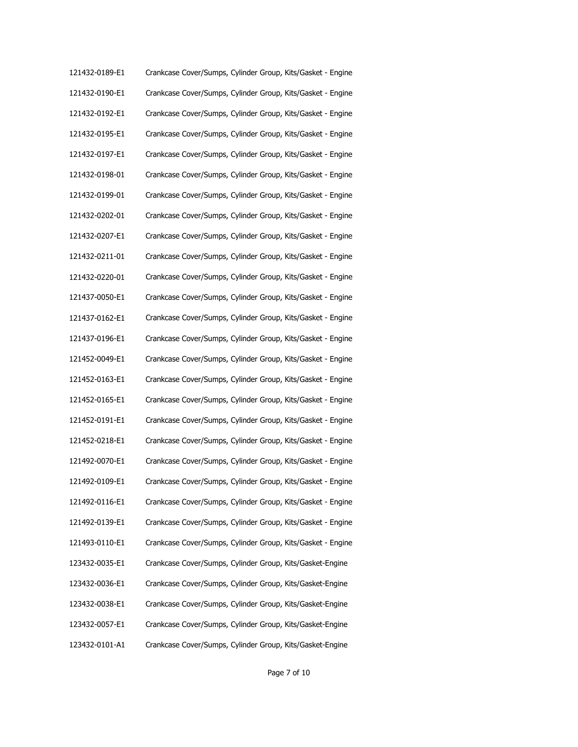| | |
|---|---|
| 121432-0189-E1 | Crankcase Cover/Sumps, Cylinder Group, Kits/Gasket - Engine |
| 121432-0190-E1 | Crankcase Cover/Sumps, Cylinder Group, Kits/Gasket - Engine |
| 121432-0192-E1 | Crankcase Cover/Sumps, Cylinder Group, Kits/Gasket - Engine |
| 121432-0195-E1 | Crankcase Cover/Sumps, Cylinder Group, Kits/Gasket - Engine |
| 121432-0197-E1 | Crankcase Cover/Sumps, Cylinder Group, Kits/Gasket - Engine |
| 121432-0198-01 | Crankcase Cover/Sumps, Cylinder Group, Kits/Gasket - Engine |
| 121432-0199-01 | Crankcase Cover/Sumps, Cylinder Group, Kits/Gasket - Engine |
| 121432-0202-01 | Crankcase Cover/Sumps, Cylinder Group, Kits/Gasket - Engine |
| 121432-0207-E1 | Crankcase Cover/Sumps, Cylinder Group, Kits/Gasket - Engine |
| 121432-0211-01 | Crankcase Cover/Sumps, Cylinder Group, Kits/Gasket - Engine |
| 121432-0220-01 | Crankcase Cover/Sumps, Cylinder Group, Kits/Gasket - Engine |
| 121437-0050-E1 | Crankcase Cover/Sumps, Cylinder Group, Kits/Gasket - Engine |
| 121437-0162-E1 | Crankcase Cover/Sumps, Cylinder Group, Kits/Gasket - Engine |
| 121437-0196-E1 | Crankcase Cover/Sumps, Cylinder Group, Kits/Gasket - Engine |
| 121452-0049-E1 | Crankcase Cover/Sumps, Cylinder Group, Kits/Gasket - Engine |
| 121452-0163-E1 | Crankcase Cover/Sumps, Cylinder Group, Kits/Gasket - Engine |
| 121452-0165-E1 | Crankcase Cover/Sumps, Cylinder Group, Kits/Gasket - Engine |
| 121452-0191-E1 | Crankcase Cover/Sumps, Cylinder Group, Kits/Gasket - Engine |
| 121452-0218-E1 | Crankcase Cover/Sumps, Cylinder Group, Kits/Gasket - Engine |
| 121492-0070-E1 | Crankcase Cover/Sumps, Cylinder Group, Kits/Gasket - Engine |
| 121492-0109-E1 | Crankcase Cover/Sumps, Cylinder Group, Kits/Gasket - Engine |
| 121492-0116-E1 | Crankcase Cover/Sumps, Cylinder Group, Kits/Gasket - Engine |
| 121492-0139-E1 | Crankcase Cover/Sumps, Cylinder Group, Kits/Gasket - Engine |
| 121493-0110-E1 | Crankcase Cover/Sumps, Cylinder Group, Kits/Gasket - Engine |
| 123432-0035-E1 | Crankcase Cover/Sumps, Cylinder Group, Kits/Gasket-Engine |
| 123432-0036-E1 | Crankcase Cover/Sumps, Cylinder Group, Kits/Gasket-Engine |
| 123432-0038-E1 | Crankcase Cover/Sumps, Cylinder Group, Kits/Gasket-Engine |
| 123432-0057-E1 | Crankcase Cover/Sumps, Cylinder Group, Kits/Gasket-Engine |
| 123432-0101-A1 | Crankcase Cover/Sumps, Cylinder Group, Kits/Gasket-Engine |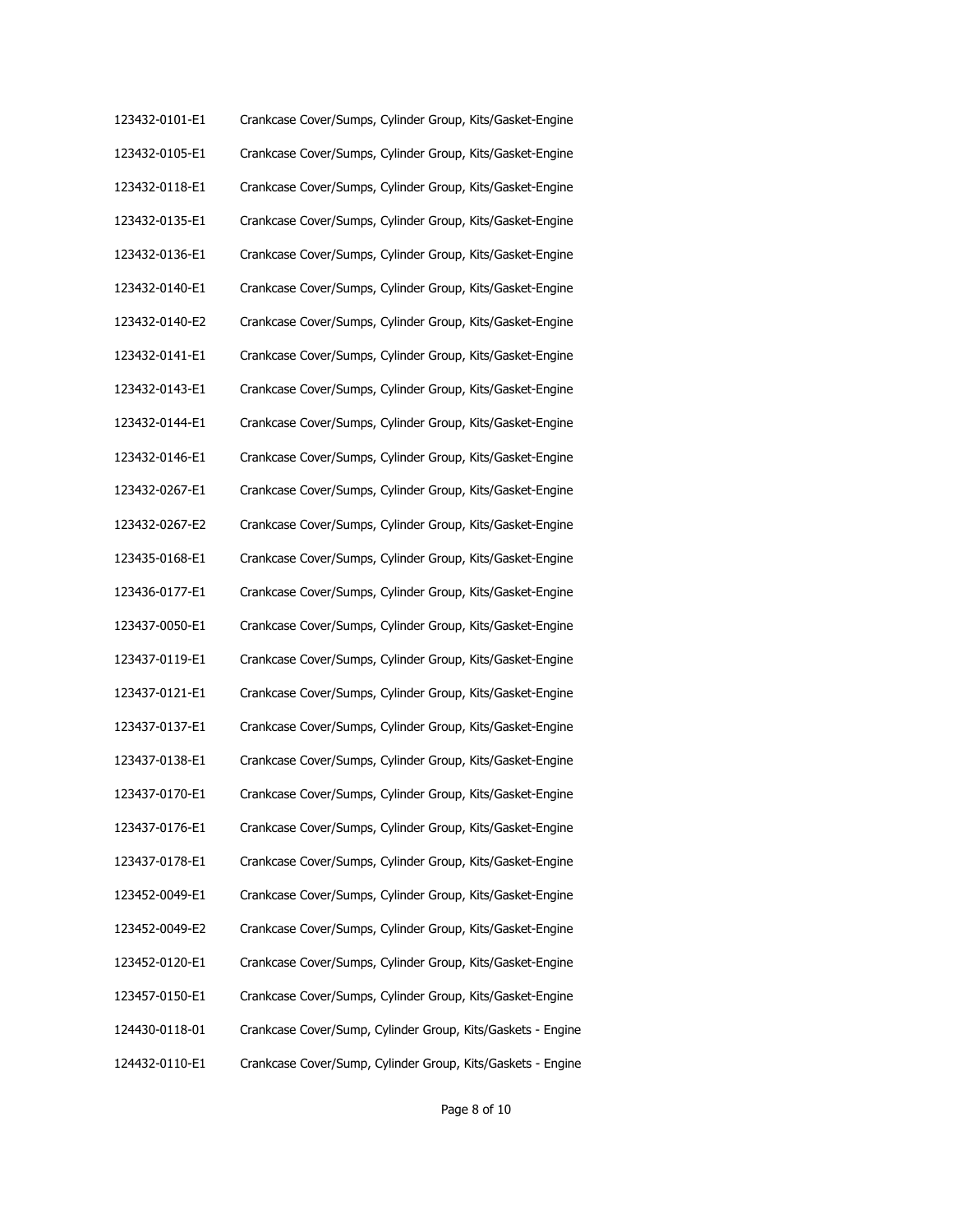| | |
|---|---|
| 123432-0101-E1 | Crankcase Cover/Sumps, Cylinder Group, Kits/Gasket-Engine |
| 123432-0105-E1 | Crankcase Cover/Sumps, Cylinder Group, Kits/Gasket-Engine |
| 123432-0118-E1 | Crankcase Cover/Sumps, Cylinder Group, Kits/Gasket-Engine |
| 123432-0135-E1 | Crankcase Cover/Sumps, Cylinder Group, Kits/Gasket-Engine |
| 123432-0136-E1 | Crankcase Cover/Sumps, Cylinder Group, Kits/Gasket-Engine |
| 123432-0140-E1 | Crankcase Cover/Sumps, Cylinder Group, Kits/Gasket-Engine |
| 123432-0140-E2 | Crankcase Cover/Sumps, Cylinder Group, Kits/Gasket-Engine |
| 123432-0141-E1 | Crankcase Cover/Sumps, Cylinder Group, Kits/Gasket-Engine |
| 123432-0143-E1 | Crankcase Cover/Sumps, Cylinder Group, Kits/Gasket-Engine |
| 123432-0144-E1 | Crankcase Cover/Sumps, Cylinder Group, Kits/Gasket-Engine |
| 123432-0146-E1 | Crankcase Cover/Sumps, Cylinder Group, Kits/Gasket-Engine |
| 123432-0267-E1 | Crankcase Cover/Sumps, Cylinder Group, Kits/Gasket-Engine |
| 123432-0267-E2 | Crankcase Cover/Sumps, Cylinder Group, Kits/Gasket-Engine |
| 123435-0168-E1 | Crankcase Cover/Sumps, Cylinder Group, Kits/Gasket-Engine |
| 123436-0177-E1 | Crankcase Cover/Sumps, Cylinder Group, Kits/Gasket-Engine |
| 123437-0050-E1 | Crankcase Cover/Sumps, Cylinder Group, Kits/Gasket-Engine |
| 123437-0119-E1 | Crankcase Cover/Sumps, Cylinder Group, Kits/Gasket-Engine |
| 123437-0121-E1 | Crankcase Cover/Sumps, Cylinder Group, Kits/Gasket-Engine |
| 123437-0137-E1 | Crankcase Cover/Sumps, Cylinder Group, Kits/Gasket-Engine |
| 123437-0138-E1 | Crankcase Cover/Sumps, Cylinder Group, Kits/Gasket-Engine |
| 123437-0170-E1 | Crankcase Cover/Sumps, Cylinder Group, Kits/Gasket-Engine |
| 123437-0176-E1 | Crankcase Cover/Sumps, Cylinder Group, Kits/Gasket-Engine |
| 123437-0178-E1 | Crankcase Cover/Sumps, Cylinder Group, Kits/Gasket-Engine |
| 123452-0049-E1 | Crankcase Cover/Sumps, Cylinder Group, Kits/Gasket-Engine |
| 123452-0049-E2 | Crankcase Cover/Sumps, Cylinder Group, Kits/Gasket-Engine |
| 123452-0120-E1 | Crankcase Cover/Sumps, Cylinder Group, Kits/Gasket-Engine |
| 123457-0150-E1 | Crankcase Cover/Sumps, Cylinder Group, Kits/Gasket-Engine |
| 124430-0118-01 | Crankcase Cover/Sump, Cylinder Group, Kits/Gaskets - Engine |
| 124432-0110-E1 | Crankcase Cover/Sump, Cylinder Group, Kits/Gaskets - Engine |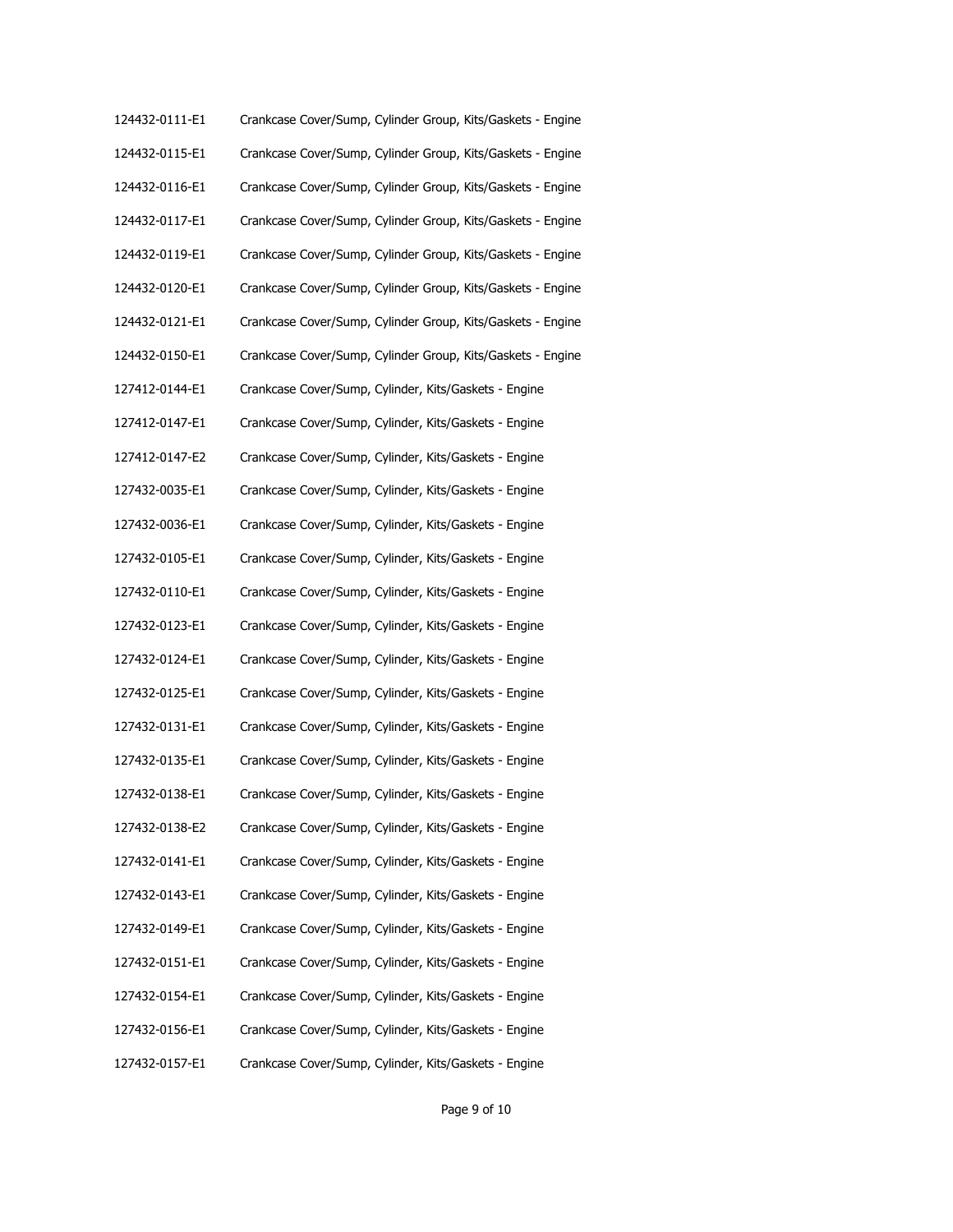| | |
|---|---|
| 124432-0111-E1 | Crankcase Cover/Sump, Cylinder Group, Kits/Gaskets - Engine |
| 124432-0115-E1 | Crankcase Cover/Sump, Cylinder Group, Kits/Gaskets - Engine |
| 124432-0116-E1 | Crankcase Cover/Sump, Cylinder Group, Kits/Gaskets - Engine |
| 124432-0117-E1 | Crankcase Cover/Sump, Cylinder Group, Kits/Gaskets - Engine |
| 124432-0119-E1 | Crankcase Cover/Sump, Cylinder Group, Kits/Gaskets - Engine |
| 124432-0120-E1 | Crankcase Cover/Sump, Cylinder Group, Kits/Gaskets - Engine |
| 124432-0121-E1 | Crankcase Cover/Sump, Cylinder Group, Kits/Gaskets - Engine |
| 124432-0150-E1 | Crankcase Cover/Sump, Cylinder Group, Kits/Gaskets - Engine |
| 127412-0144-E1 | Crankcase Cover/Sump, Cylinder, Kits/Gaskets - Engine |
| 127412-0147-E1 | Crankcase Cover/Sump, Cylinder, Kits/Gaskets - Engine |
| 127412-0147-E2 | Crankcase Cover/Sump, Cylinder, Kits/Gaskets - Engine |
| 127432-0035-E1 | Crankcase Cover/Sump, Cylinder, Kits/Gaskets - Engine |
| 127432-0036-E1 | Crankcase Cover/Sump, Cylinder, Kits/Gaskets - Engine |
| 127432-0105-E1 | Crankcase Cover/Sump, Cylinder, Kits/Gaskets - Engine |
| 127432-0110-E1 | Crankcase Cover/Sump, Cylinder, Kits/Gaskets - Engine |
| 127432-0123-E1 | Crankcase Cover/Sump, Cylinder, Kits/Gaskets - Engine |
| 127432-0124-E1 | Crankcase Cover/Sump, Cylinder, Kits/Gaskets - Engine |
| 127432-0125-E1 | Crankcase Cover/Sump, Cylinder, Kits/Gaskets - Engine |
| 127432-0131-E1 | Crankcase Cover/Sump, Cylinder, Kits/Gaskets - Engine |
| 127432-0135-E1 | Crankcase Cover/Sump, Cylinder, Kits/Gaskets - Engine |
| 127432-0138-E1 | Crankcase Cover/Sump, Cylinder, Kits/Gaskets - Engine |
| 127432-0138-E2 | Crankcase Cover/Sump, Cylinder, Kits/Gaskets - Engine |
| 127432-0141-E1 | Crankcase Cover/Sump, Cylinder, Kits/Gaskets - Engine |
| 127432-0143-E1 | Crankcase Cover/Sump, Cylinder, Kits/Gaskets - Engine |
| 127432-0149-E1 | Crankcase Cover/Sump, Cylinder, Kits/Gaskets - Engine |
| 127432-0151-E1 | Crankcase Cover/Sump, Cylinder, Kits/Gaskets - Engine |
| 127432-0154-E1 | Crankcase Cover/Sump, Cylinder, Kits/Gaskets - Engine |
| 127432-0156-E1 | Crankcase Cover/Sump, Cylinder, Kits/Gaskets - Engine |
| 127432-0157-E1 | Crankcase Cover/Sump, Cylinder, Kits/Gaskets - Engine |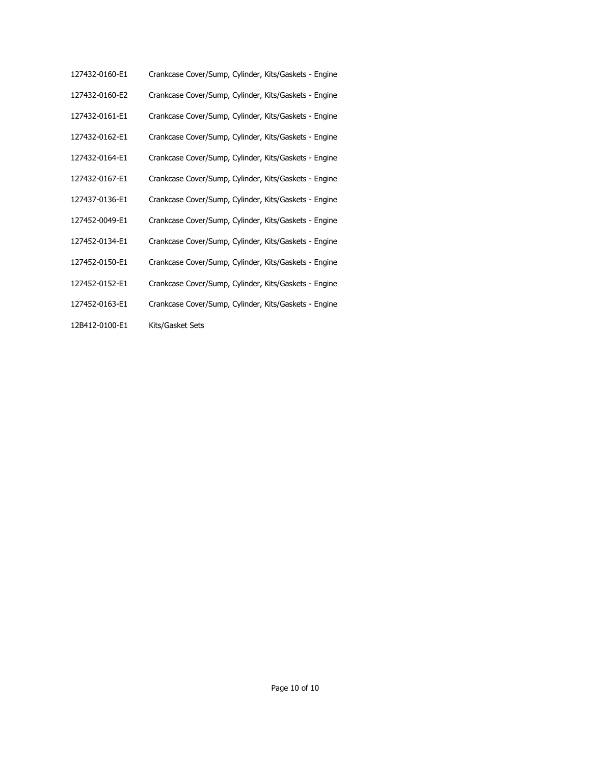| | |
|---|---|
| 127432-0160-E1 | Crankcase Cover/Sump, Cylinder, Kits/Gaskets - Engine |
| 127432-0160-E2 | Crankcase Cover/Sump, Cylinder, Kits/Gaskets - Engine |
| 127432-0161-E1 | Crankcase Cover/Sump, Cylinder, Kits/Gaskets - Engine |
| 127432-0162-E1 | Crankcase Cover/Sump, Cylinder, Kits/Gaskets - Engine |
| 127432-0164-E1 | Crankcase Cover/Sump, Cylinder, Kits/Gaskets - Engine |
| 127432-0167-E1 | Crankcase Cover/Sump, Cylinder, Kits/Gaskets - Engine |
| 127437-0136-E1 | Crankcase Cover/Sump, Cylinder, Kits/Gaskets - Engine |
| 127452-0049-E1 | Crankcase Cover/Sump, Cylinder, Kits/Gaskets - Engine |
| 127452-0134-E1 | Crankcase Cover/Sump, Cylinder, Kits/Gaskets - Engine |
| 127452-0150-E1 | Crankcase Cover/Sump, Cylinder, Kits/Gaskets - Engine |
| 127452-0152-E1 | Crankcase Cover/Sump, Cylinder, Kits/Gaskets - Engine |
| 127452-0163-E1 | Crankcase Cover/Sump, Cylinder, Kits/Gaskets - Engine |
| 12B412-0100-E1 | Kits/Gasket Sets |